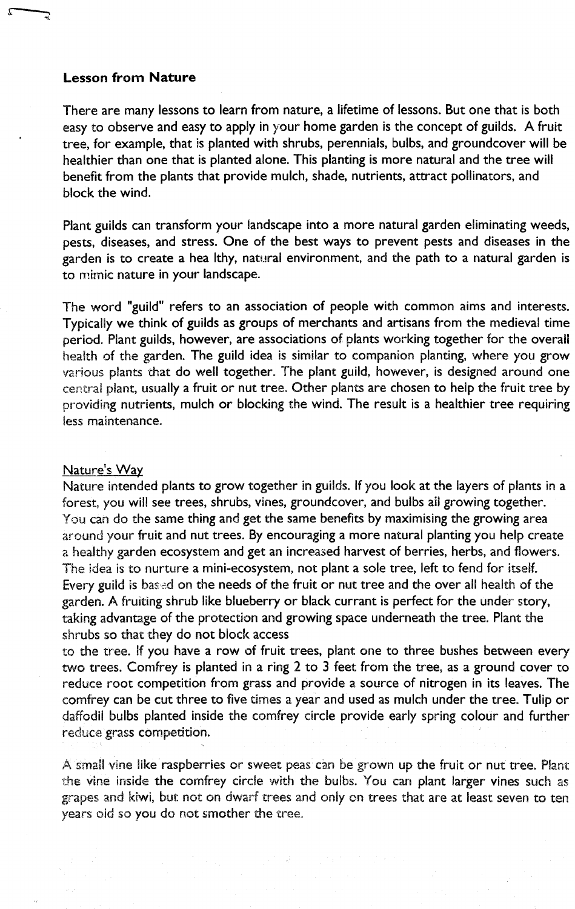**Lesson from Nature**

There are many lessons to learn from nature, a lifetime of lessons. But one that is both easy to observe and easy to apply in your home garden is the concept of guilds. A fruit tree, for example, that is planted with shrubs, perennials, bulbs, and groundcover will be healthier than one that is planted alone. This planting is more natural and the tree will benefit from the plants that provide mulch, shade, nutrients, attract pollinators, and block the wind.

Plant guilds can transform your landscape into a more natural garden eliminating weeds, pests, diseases, and stress. One of the best ways to prevent pests and diseases in the garden is to create a hea lthy, natural environment, and the path to a natural garden is to mimic nature in your landscape.

The word "guild" refers to an association of people with common aims and interests. Typically we think of guilds as groups of merchants and artisans from the medieval time period. Plant guilds, however, are associations of plants working together for the overall health of the garden. The guild idea is similar to companion planting, where you grow various plants that do well together. The plant guild, however, is designed around one central plant, usually a fruit or nut tree. Other plants are chosen to help the fruit tree by providing nutrients, mulch or blocking the wind. The result is a healthier tree requiring less maintenance.

<u>Nature's Way</u>

Nature intended plants to grow together in guilds. If you look at the layers of plants in a forest, you will see trees, shrubs, vines, groundcover, and bulbs all growing together. You can do the same thing and get the same benefits by maximising the growing area around your fruit and nut trees. By encouraging a more natural planting you help create a healthy garden ecosystem and get an increased harvest of berries, herbs, and flowers. The idea is to nurture a mini-ecosystem, not plant a sole tree, left to fend for itself. Every guild is based on the needs of the fruit or nut tree and the over all health of the garden. A fruiting shrub like blueberry or black currant is perfect for the under story, taking advantage of the protection and growing space underneath the tree. Plant the shrubs so that they do not block access to the tree. If you have a row of fruit trees, plant one to three bushes between every two trees. Comfrey is planted in a ring 2 to 3 feet from the tree, as a ground cover to reduce root competition from grass and provide a source of nitrogen in its leaves. The comfrey can be cut three to five times a year and used as mulch under the tree. Tulip or daffodil bulbs planted inside the comfrey circle provide early spring colour and further reduce grass competition.

A small vine like raspberries or sweet peas can be grown up the fruit or nut tree. Plant the vine inside the comfrey circle with the bulbs. You can plant larger vines such as grapes and kiwi, but not on dwarf trees and only on trees that are at least seven to ten years old so you do not smother the tree.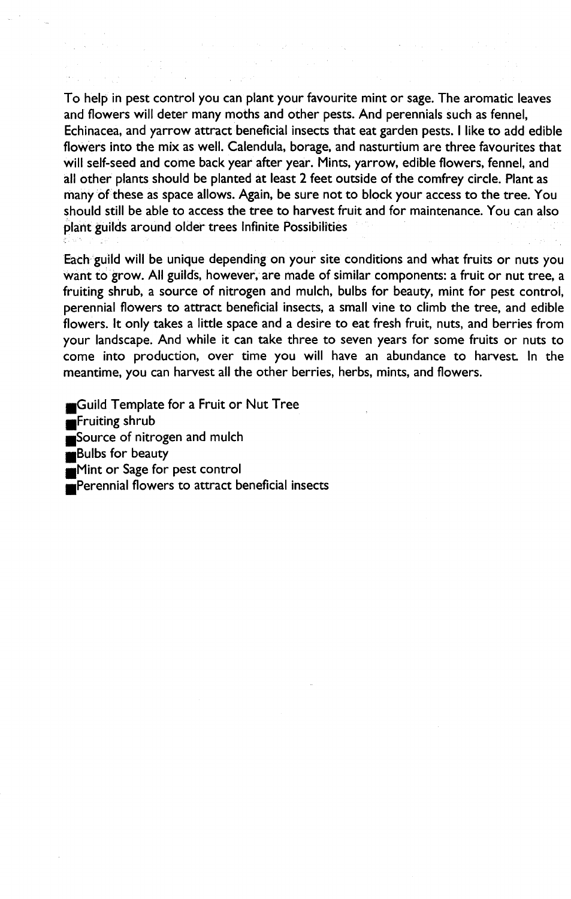To help in pest control you can plant your favourite mint or sage. The aromatic leaves and flowers will deter many moths and other pests. And perennials such as fennel, Echinacea, and yarrow attract beneficial insects that eat garden pests. I like to add edible flowers into the mix as well. Calendula, borage, and nasturtium are three favourites that will self-seed and come back year after year. Mints, yarrow, edible flowers, fennel, and all other plants should be planted at least 2 feet outside of the comfrey circle. Plant as many of these as space allows. Again, be sure not to block your access to the tree. You should still be able to access the tree to harvest fruit and for maintenance. You can also plant guilds around older trees Infinite Possibilities

Each guild will be unique depending on your site conditions and what fruits or nuts you want to grow. All guilds, however, are made of similar components: a fruit or nut tree, a fruiting shrub, a source of nitrogen and mulch, bulbs for beauty, mint for pest control, perennial flowers to attract beneficial insects, a small vine to climb the tree, and edible flowers. It only takes a little space and a desire to eat fresh fruit, nuts, and berries from your landscape. And while it can take three to seven years for some fruits or nuts to come into production, over time you will have an abundance to harvest. In the meantime, you can harvest all the other berries, herbs, mints, and flowers.

- Guild Template for a Fruit or Nut Tree
- Fruiting shrub
- Source of nitrogen and mulch
- Bulbs for beauty
- Mint or Sage for pest control
- Perennial flowers to attract beneficial insects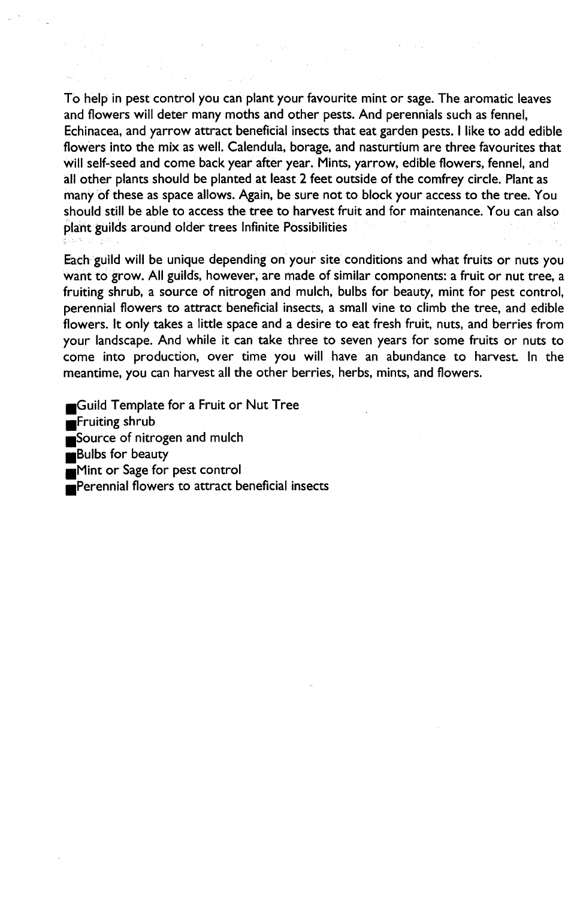To help in pest control you can plant your favourite mint or sage. The aromatic leaves and flowers will deter many moths and other pests. And perennials such as fennel, Echinacea, and yarrow attract beneficial insects that eat garden pests. I like to add edible flowers into the mix as well. Calendula, borage, and nasturtium are three favourites that will self-seed and come back year after year. Mints, yarrow, edible flowers, fennel, and all other plants should be planted at least 2 feet outside of the comfrey circle. Plant as many of these as space allows. Again, be sure not to block your access to the tree. You should still be able to access the tree to harvest fruit and for maintenance. You can also plant guilds around older trees Infinite Possibilities

Each guild will be unique depending on your site conditions and what fruits or nuts you want to grow. All guilds, however, are made of similar components: a fruit or nut tree, a fruiting shrub, a source of nitrogen and mulch, bulbs for beauty, mint for pest control, perennial flowers to attract beneficial insects, a small vine to climb the tree, and edible flowers. It only takes a little space and a desire to eat fresh fruit, nuts, and berries from your landscape. And while it can take three to seven years for some fruits or nuts to come into production, over time you will have an abundance to harvest. In the meantime, you can harvest all the other berries, herbs, mints, and flowers.

- Guild Template for a Fruit or Nut Tree
- Fruiting shrub
- Source of nitrogen and mulch
- Bulbs for beauty
- Mint or Sage for pest control
- Perennial flowers to attract beneficial insects